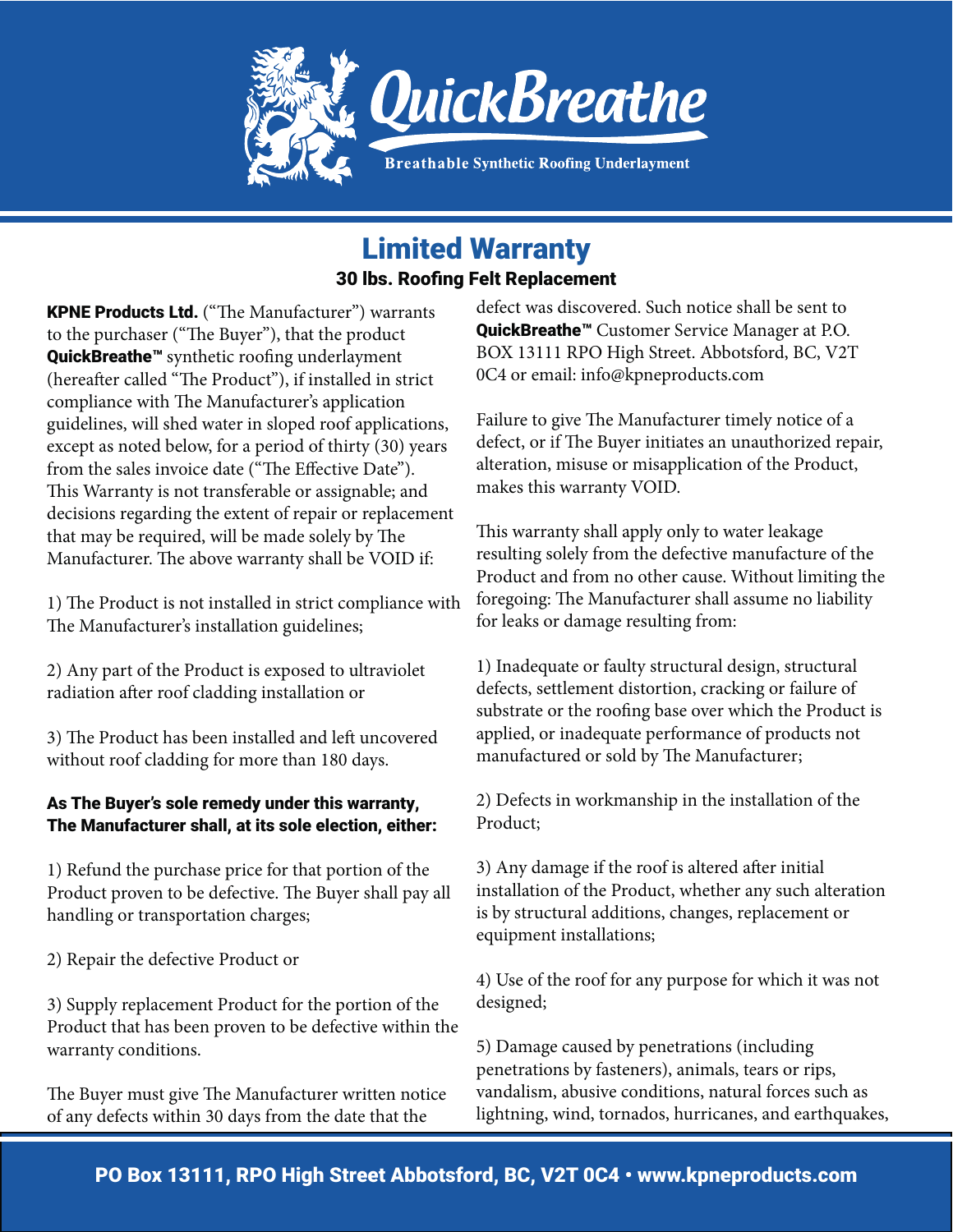# QuickBreathe

Breathable Synthetic Roofing Underlayment

## Limited Warranty

### 30 lbs. Roofing Felt Replacement

**KPNE Products Ltd.** ("The Manufacturer") warrants to the purchaser ("The Buyer"), that the product **QuickBreathe™** synthetic roofing underlayment (hereafter called "The Product"), if installed in strict compliance with The Manufacturer's application guidelines, will shed water in sloped roof applications, except as noted below, for a period of thirty (30) years from the sales invoice date ("The Effective Date"). This Warranty is not transferable or assignable; and decisions regarding the extent of repair or replacement that may be required, will be made solely by The Manufacturer. The above warranty shall be VOID if:

1) The Product is not installed in strict compliance with The Manufacturer's installation guidelines;

2) Any part of the Product is exposed to ultraviolet radiation after roof cladding installation or

3) The Product has been installed and left uncovered without roof cladding for more than 180 days.

**As The Buyer's sole remedy under this warranty, The Manufacturer shall, at its sole election, either:**

1) Refund the purchase price for that portion of the Product proven to be defective. The Buyer shall pay all handling or transportation charges;

2) Repair the defective Product or

3) Supply replacement Product for the portion of the Product that has been proven to be defective within the warranty conditions.

The Buyer must give The Manufacturer written notice of any defects within 30 days from the date that the defect was discovered. Such notice shall be sent to **QuickBreathe™** Customer Service Manager at P.O. BOX 13111 RPO High Street. Abbotsford, BC, V2T 0C4 or email: info@kpneproducts.com

Failure to give The Manufacturer timely notice of a defect, or if The Buyer initiates an unauthorized repair, alteration, misuse or misapplication of the Product, makes this warranty VOID.

This warranty shall apply only to water leakage resulting solely from the defective manufacture of the Product and from no other cause. Without limiting the foregoing: The Manufacturer shall assume no liability for leaks or damage resulting from:

1) Inadequate or faulty structural design, structural defects, settlement distortion, cracking or failure of substrate or the roofing base over which the Product is applied, or inadequate performance of products not manufactured or sold by The Manufacturer;

2) Defects in workmanship in the installation of the Product;

3) Any damage if the roof is altered after initial installation of the Product, whether any such alteration is by structural additions, changes, replacement or equipment installations;

4) Use of the roof for any purpose for which it was not designed;

5) Damage caused by penetrations (including penetrations by fasteners), animals, tears or rips, vandalism, abusive conditions, natural forces such as lightning, wind, tornados, hurricanes, and earthquakes,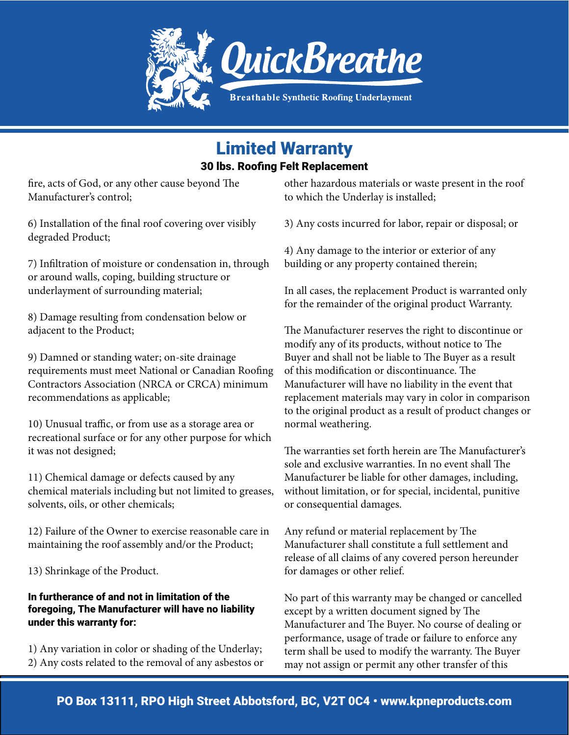# Limited Warranty

## 30 lbs. Roofing Felt Replacement

fire, acts of God, or any other cause beyond The Manufacturer's control;

6) Installation of the final roof covering over visibly degraded Product;

7) Infiltration of moisture or condensation in, through or around walls, coping, building structure or underlayment of surrounding material;

8) Damage resulting from condensation below or adjacent to the Product;

9) Damned or standing water; on-site drainage requirements must meet National or Canadian Roofing Contractors Association (NRCA or CRCA) minimum recommendations as applicable;

10) Unusual traffic, or from use as a storage area or recreational surface or for any other purpose for which it was not designed;

11) Chemical damage or defects caused by any chemical materials including but not limited to greases, solvents, oils, or other chemicals;

12) Failure of the Owner to exercise reasonable care in maintaining the roof assembly and/or the Product;

13) Shrinkage of the Product.

**In furtherance of and not in limitation of the foregoing, The Manufacturer will have no liability under this warranty for:**

1) Any variation in color or shading of the Underlay;
2) Any costs related to the removal of any asbestos or other hazardous materials or waste present in the roof to which the Underlay is installed;

3) Any costs incurred for labor, repair or disposal; or

4) Any damage to the interior or exterior of any building or any property contained therein;

In all cases, the replacement Product is warranted only for the remainder of the original product Warranty.

The Manufacturer reserves the right to discontinue or modify any of its products, without notice to The Buyer and shall not be liable to The Buyer as a result of this modification or discontinuance. The Manufacturer will have no liability in the event that replacement materials may vary in color in comparison to the original product as a result of product changes or normal weathering.

The warranties set forth herein are The Manufacturer's sole and exclusive warranties. In no event shall The Manufacturer be liable for other damages, including, without limitation, or for special, incidental, punitive or consequential damages.

Any refund or material replacement by The Manufacturer shall constitute a full settlement and release of all claims of any covered person hereunder for damages or other relief.

No part of this warranty may be changed or cancelled except by a written document signed by The Manufacturer and The Buyer. No course of dealing or performance, usage of trade or failure to enforce any term shall be used to modify the warranty. The Buyer may not assign or permit any other transfer of this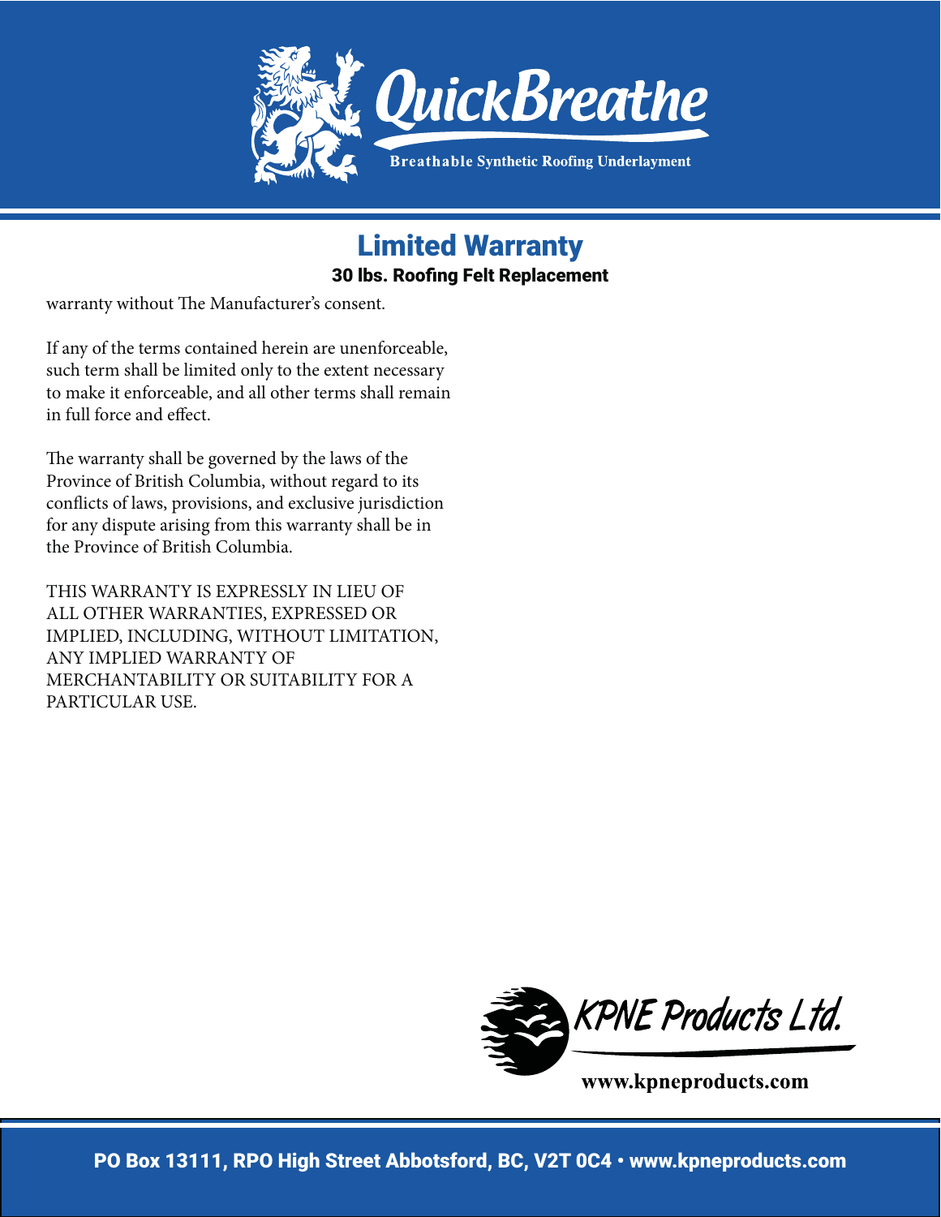# QuickBreathe

Breathable Synthetic Roofing Underlayment

## Limited Warranty

### 30 lbs. Roofing Felt Replacement

warranty without The Manufacturer's consent.

If any of the terms contained herein are unenforceable, such term shall be limited only to the extent necessary to make it enforceable, and all other terms shall remain in full force and effect.

The warranty shall be governed by the laws of the Province of British Columbia, without regard to its conflicts of laws, provisions, and exclusive jurisdiction for any dispute arising from this warranty shall be in the Province of British Columbia.

THIS WARRANTY IS EXPRESSLY IN LIEU OF ALL OTHER WARRANTIES, EXPRESSED OR IMPLIED, INCLUDING, WITHOUT LIMITATION, ANY IMPLIED WARRANTY OF MERCHANTABILITY OR SUITABILITY FOR A PARTICULAR USE.

KPNE Products Ltd.

www.kpneproducts.com

PO Box 13111, RPO High Street Abbotsford, BC, V2T 0C4 • www.kpneproducts.com